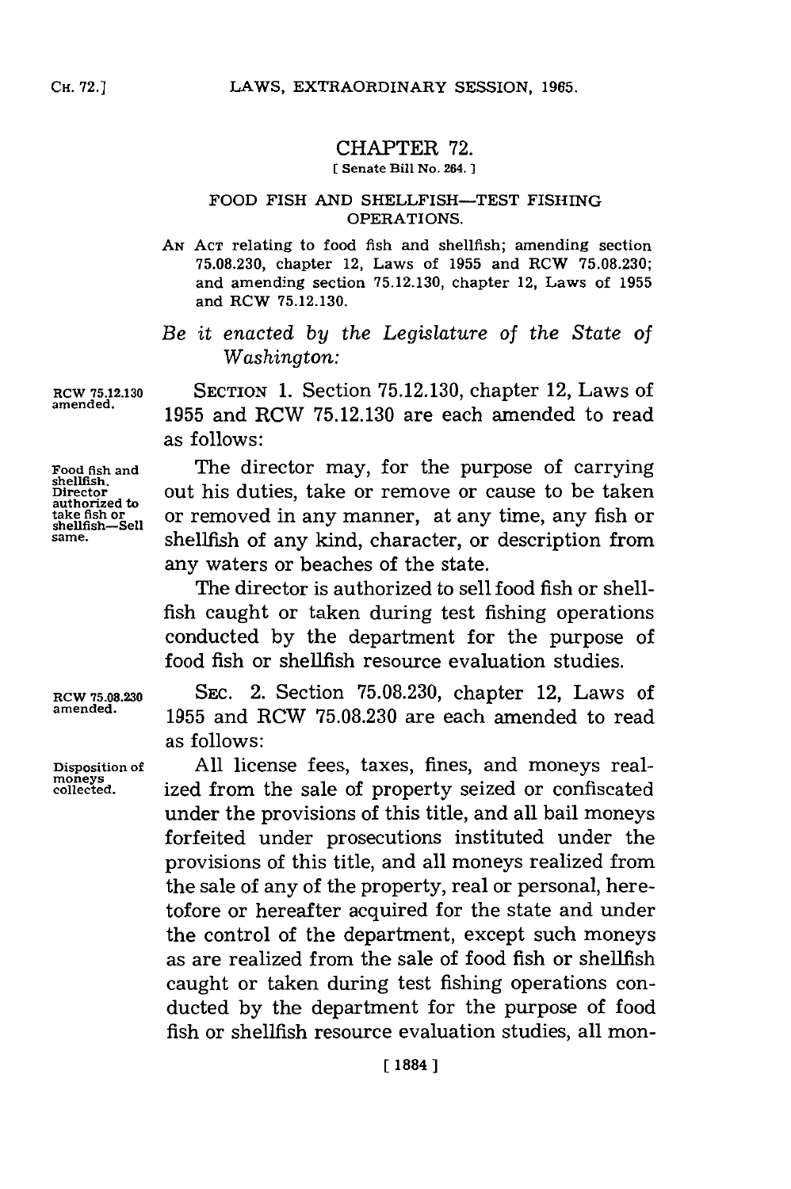# CHAPTER 72.

[ Senate Bill No. 264. ]

## FOOD FISH AND SHELLFISH—TEST FISHING OPERATIONS.

AN ACT relating to food fish and shellfish; amending section 75.08.230, chapter 12, Laws of 1955 and RCW 75.08.230; and amending section 75.12.130, chapter 12, Laws of 1955 and RCW 75.12.130.

*Be it enacted by the Legislature of the State of Washington:*

RCW 75.12.130 amended.

SECTION 1. Section 75.12.130, chapter 12, Laws of 1955 and RCW 75.12.130 are each amended to read as follows:

Food fish and shellfish. Director authorized to take fish or shellfish—Sell same.

The director may, for the purpose of carrying out his duties, take or remove or cause to be taken or removed in any manner, at any time, any fish or shellfish of any kind, character, or description from any waters or beaches of the state.

The director is authorized to sell food fish or shellfish caught or taken during test fishing operations conducted by the department for the purpose of food fish or shellfish resource evaluation studies.

RCW 75.08.230 amended.

SEC. 2. Section 75.08.230, chapter 12, Laws of 1955 and RCW 75.08.230 are each amended to read as follows:

Disposition of moneys collected.

All license fees, taxes, fines, and moneys realized from the sale of property seized or confiscated under the provisions of this title, and all bail moneys forfeited under prosecutions instituted under the provisions of this title, and all moneys realized from the sale of any of the property, real or personal, heretofore or hereafter acquired for the state and under the control of the department, except such moneys as are realized from the sale of food fish or shellfish caught or taken during test fishing operations conducted by the department for the purpose of food fish or shellfish resource evaluation studies, all mon-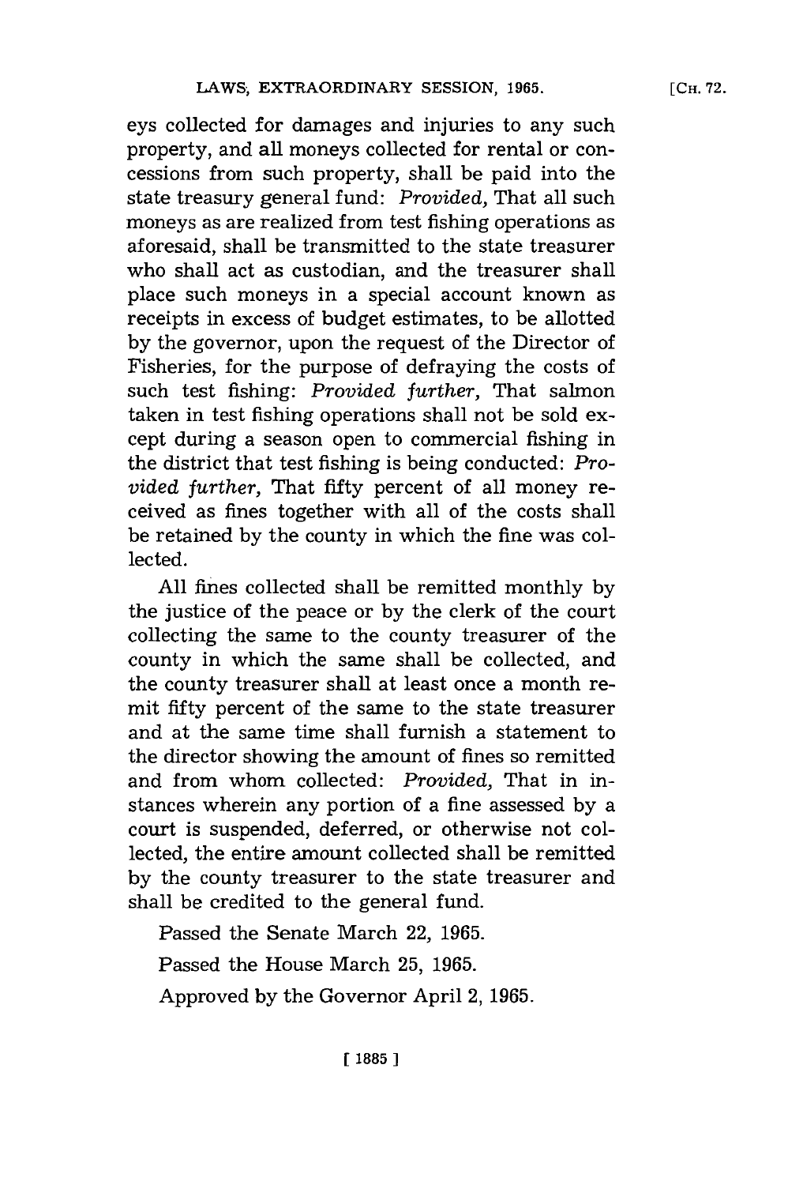eys collected for damages and injuries to any such property, and all moneys collected for rental or concessions from such property, shall be paid into the state treasury general fund: *Provided,* That all such moneys as are realized from test fishing operations as aforesaid, shall be transmitted to the state treasurer who shall act as custodian, and the treasurer shall place such moneys in a special account known as receipts in excess of budget estimates, to be allotted by the governor, upon the request of the Director of Fisheries, for the purpose of defraying the costs of such test fishing: *Provided further,* That salmon taken in test fishing operations shall not be sold except during a season open to commercial fishing in the district that test fishing is being conducted: *Provided further,* That fifty percent of all money received as fines together with all of the costs shall be retained by the county in which the fine was collected.

All fines collected shall be remitted monthly by the justice of the peace or by the clerk of the court collecting the same to the county treasurer of the county in which the same shall be collected, and the county treasurer shall at least once a month remit fifty percent of the same to the state treasurer and at the same time shall furnish a statement to the director showing the amount of fines so remitted and from whom collected: *Provided,* That in instances wherein any portion of a fine assessed by a court is suspended, deferred, or otherwise not collected, the entire amount collected shall be remitted by the county treasurer to the state treasurer and shall be credited to the general fund.

Passed the Senate March 22, 1965.

Passed the House March 25, 1965.

Approved by the Governor April 2, 1965.